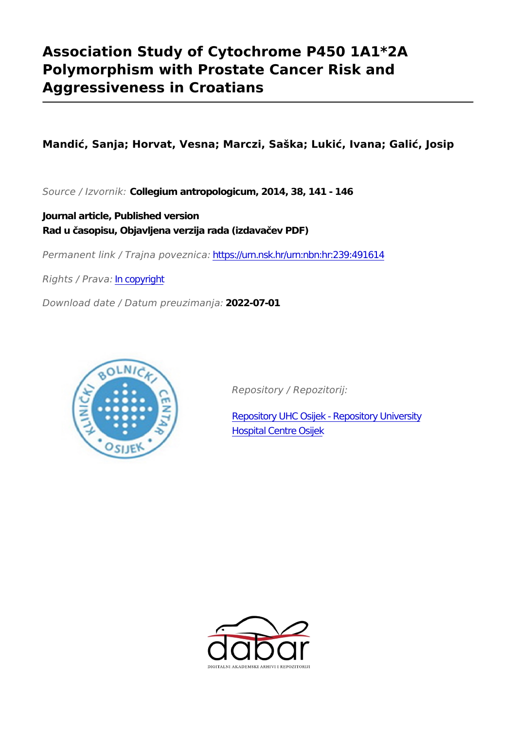# Association Study of Cytochrome P450 1A1*2A Polymorphism with Prostate Cancer Risk and Aggressiveness in Croatians

**Mandić, Sanja; Horvat, Vesna; Marczi, Saška; Lukić, Ivana; Galić, Josip**

*Source / Izvornik:* **Collegium antropologicum, 2014, 38, 141 - 146**

**Journal article, Published version**
**Rad u časopisu, Objavljena verzija rada (izdavačev PDF)**

*Permanent link / Trajna poveznica:* https://urn.nsk.hr/urn:nbn:hr:239:491614

*Rights / Prava:* In copyright

*Download date / Datum preuzimanja:* **2022-07-01**

*Repository / Repozitorij:*

Repository UHC Osijek - Repository University Hospital Centre Osijek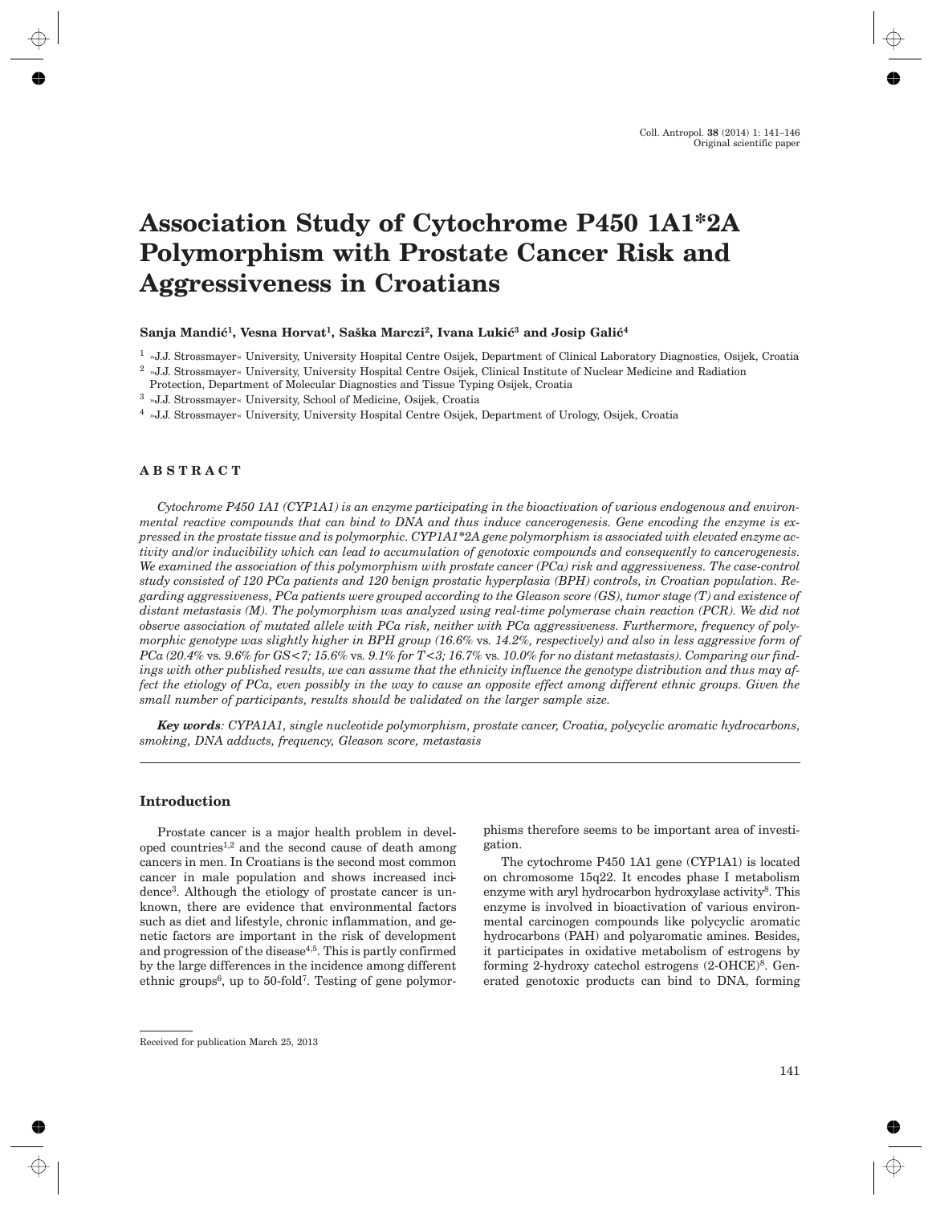# Association Study of Cytochrome P450 1A1*2A Polymorphism with Prostate Cancer Risk and Aggressiveness in Croatians

**Sanja Mandić[1], Vesna Horvat[1], Saška Marczi[2], Ivana Lukić[3] and Josip Galić[4]**

[1] »J.J. Strossmayer« University, University Hospital Centre Osijek, Department of Clinical Laboratory Diagnostics, Osijek, Croatia

[2] »J.J. Strossmayer« University, University Hospital Centre Osijek, Clinical Institute of Nuclear Medicine and Radiation Protection, Department of Molecular Diagnostics and Tissue Typing Osijek, Croatia

[3] »J.J. Strossmayer« University, School of Medicine, Osijek, Croatia

[4] »J.J. Strossmayer« University, University Hospital Centre Osijek, Department of Urology, Osijek, Croatia

## ABSTRACT

*Cytochrome P450 1A1 (CYP1A1) is an enzyme participating in the bioactivation of various endogenous and environmental reactive compounds that can bind to DNA and thus induce cancerogenesis. Gene encoding the enzyme is expressed in the prostate tissue and is polymorphic. CYP1A1*2A gene polymorphism is associated with elevated enzyme activity and/or inducibility which can lead to accumulation of genotoxic compounds and consequently to cancerogenesis. We examined the association of this polymorphism with prostate cancer (PCa) risk and aggressiveness. The case-control study consisted of 120 PCa patients and 120 benign prostatic hyperplasia (BPH) controls, in Croatian population. Regarding aggressiveness, PCa patients were grouped according to the Gleason score (GS), tumor stage (T) and existence of distant metastasis (M). The polymorphism was analyzed using real-time polymerase chain reaction (PCR). We did not observe association of mutated allele with PCa risk, neither with PCa aggressiveness. Furthermore, frequency of polymorphic genotype was slightly higher in BPH group (16.6% vs. 14.2%, respectively) and also in less aggressive form of PCa (20.4% vs. 9.6% for GS<7; 15.6% vs. 9.1% for T<3; 16.7% vs. 10.0% for no distant metastasis). Comparing our findings with other published results, we can assume that the ethnicity influence the genotype distribution and thus may affect the etiology of PCa, even possibly in the way to cause an opposite effect among different ethnic groups. Given the small number of participants, results should be validated on the larger sample size.*

***Key words**: CYPA1A1, single nucleotide polymorphism, prostate cancer, Croatia, polycyclic aromatic hydrocarbons, smoking, DNA adducts, frequency, Gleason score, metastasis*

## Introduction

Prostate cancer is a major health problem in developed countries[1,2] and the second cause of death among cancers in men. In Croatians is the second most common cancer in male population and shows increased incidence[3]. Although the etiology of prostate cancer is unknown, there are evidence that environmental factors such as diet and lifestyle, chronic inflammation, and genetic factors are important in the risk of development and progression of the disease[4,5]. This is partly confirmed by the large differences in the incidence among different ethnic groups[6], up to 50-fold[7]. Testing of gene polymorphisms therefore seems to be important area of investigation.

The cytochrome P450 1A1 gene (CYP1A1) is located on chromosome 15q22. It encodes phase I metabolism enzyme with aryl hydrocarbon hydroxylase activity[8]. This enzyme is involved in bioactivation of various environmental carcinogen compounds like polycyclic aromatic hydrocarbons (PAH) and polyaromatic amines. Besides, it participates in oxidative metabolism of estrogens by forming 2-hydroxy catechol estrogens (2-OHCE)[8]. Generated genotoxic products can bind to DNA, forming

Received for publication March 25, 2013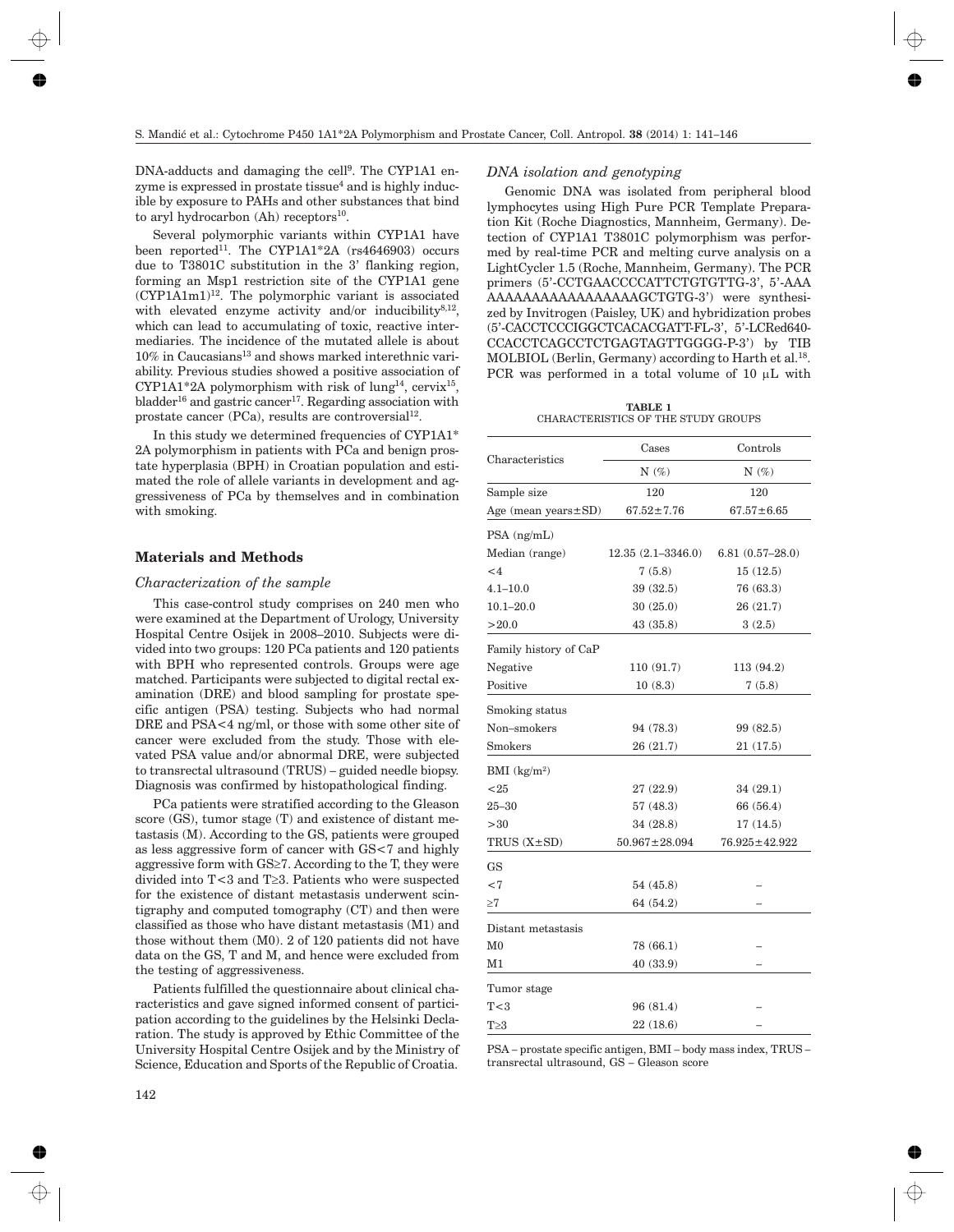DNA-adducts and damaging the cell[9]. The CYP1A1 enzyme is expressed in prostate tissue[4] and is highly inducible by exposure to PAHs and other substances that bind to aryl hydrocarbon (Ah) receptors[10].

Several polymorphic variants within CYP1A1 have been reported[11]. The CYP1A1*2A (rs4646903) occurs due to T3801C substitution in the 3' flanking region, forming an Msp1 restriction site of the CYP1A1 gene (CYP1A1m1)[12]. The polymorphic variant is associated with elevated enzyme activity and/or inducibility[8,12], which can lead to accumulating of toxic, reactive intermediaries. The incidence of the mutated allele is about 10% in Caucasians[13] and shows marked interethnic variability. Previous studies showed a positive association of CYP1A1*2A polymorphism with risk of lung[14], cervix[15], bladder[16] and gastric cancer[17]. Regarding association with prostate cancer (PCa), results are controversial[12].

In this study we determined frequencies of CYP1A1*2A polymorphism in patients with PCa and benign prostate hyperplasia (BPH) in Croatian population and estimated the role of allele variants in development and aggressiveness of PCa by themselves and in combination with smoking.

## Materials and Methods

### *Characterization of the sample*

This case-control study comprises on 240 men who were examined at the Department of Urology, University Hospital Centre Osijek in 2008–2010. Subjects were divided into two groups: 120 PCa patients and 120 patients with BPH who represented controls. Groups were age matched. Participants were subjected to digital rectal examination (DRE) and blood sampling for prostate specific antigen (PSA) testing. Subjects who had normal DRE and PSA<4 ng/ml, or those with some other site of cancer were excluded from the study. Those with elevated PSA value and/or abnormal DRE, were subjected to transrectal ultrasound (TRUS) – guided needle biopsy. Diagnosis was confirmed by histopathological finding.

PCa patients were stratified according to the Gleason score (GS), tumor stage (T) and existence of distant metastasis (M). According to the GS, patients were grouped as less aggressive form of cancer with GS<7 and highly aggressive form with GS≥7. According to the T, they were divided into T<3 and T≥3. Patients who were suspected for the existence of distant metastasis underwent scintigraphy and computed tomography (CT) and then were classified as those who have distant metastasis (M1) and those without them (M0). 2 of 120 patients did not have data on the GS, T and M, and hence were excluded from the testing of aggressiveness.

Patients fulfilled the questionnaire about clinical characteristics and gave signed informed consent of participation according to the guidelines by the Helsinki Declaration. The study is approved by Ethic Committee of the University Hospital Centre Osijek and by the Ministry of Science, Education and Sports of the Republic of Croatia.

### *DNA isolation and genotyping*

Genomic DNA was isolated from peripheral blood lymphocytes using High Pure PCR Template Preparation Kit (Roche Diagnostics, Mannheim, Germany). Detection of CYP1A1 T3801C polymorphism was performed by real-time PCR and melting curve analysis on a LightCycler 1.5 (Roche, Mannheim, Germany). The PCR primers (5'-CCTGAACCCCATTCTGTGTTG-3', 5'-AAAAAAAAAAAAAAAAAAAAAGCTGTG-3') were synthesized by Invitrogen (Paisley, UK) and hybridization probes (5'-CACCTCCCIGGCTCACACGATT-FL-3', 5'-LCRed640-CCACCTCAGCCTCTGAGTAGTTGGGG-P-3') by TIB MOLBIOL (Berlin, Germany) according to Harth et al.[18]. PCR was performed in a total volume of 10 μL with

**TABLE 1**
CHARACTERISTICS OF THE STUDY GROUPS

| Characteristics | Cases | Controls |
|---|---|---|
| | N (%) | N (%) |
| Sample size | 120 | 120 |
| Age (mean years±SD) | 67.52±7.76 | 67.57±6.65 |
| PSA (ng/mL) | | |
| Median (range) | 12.35 (2.1–3346.0) | 6.81 (0.57–28.0) |
| <4 | 7 (5.8) | 15 (12.5) |
| 4.1–10.0 | 39 (32.5) | 76 (63.3) |
| 10.1–20.0 | 30 (25.0) | 26 (21.7) |
| >20.0 | 43 (35.8) | 3 (2.5) |
| Family history of CaP | | |
| Negative | 110 (91.7) | 113 (94.2) |
| Positive | 10 (8.3) | 7 (5.8) |
| Smoking status | | |
| Non–smokers | 94 (78.3) | 99 (82.5) |
| Smokers | 26 (21.7) | 21 (17.5) |
| BMI (kg/m$^2$) | | |
| <25 | 27 (22.9) | 34 (29.1) |
| 25–30 | 57 (48.3) | 66 (56.4) |
| >30 | 34 (28.8) | 17 (14.5) |
| TRUS (X±SD) | 50.967±28.094 | 76.925±42.922 |
| GS | | |
| <7 | 54 (45.8) | – |
| ≥7 | 64 (54.2) | – |
| Distant metastasis | | |
| M0 | 78 (66.1) | – |
| M1 | 40 (33.9) | – |
| Tumor stage | | |
| T<3 | 96 (81.4) | – |
| T≥3 | 22 (18.6) | – |

PSA – prostate specific antigen, BMI – body mass index, TRUS – transrectal ultrasound, GS – Gleason score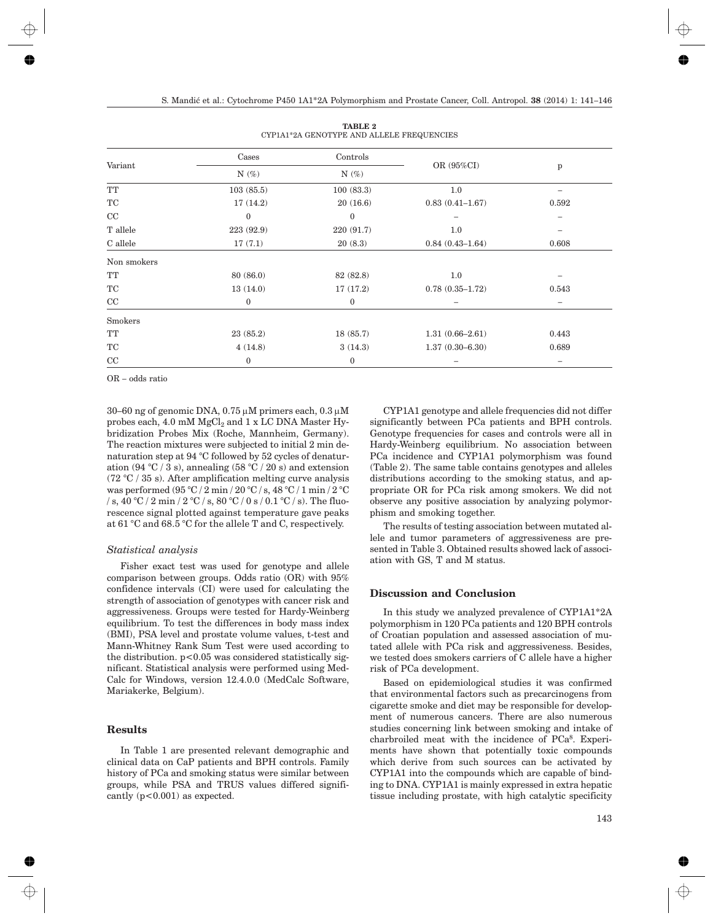**TABLE 2**
CYP1A1*2A GENOTYPE AND ALLELE FREQUENCIES

| Variant | Cases | Controls | OR (95%CI) | p |
|---|---|---|---|---|
| | N (%) | N (%) | | |
| TT | 103 (85.5) | 100 (83.3) | 1.0 | – |
| TC | 17 (14.2) | 20 (16.6) | 0.83 (0.41–1.67) | 0.592 |
| CC | 0 | 0 | – | – |
| T allele | 223 (92.9) | 220 (91.7) | 1.0 | – |
| C allele | 17 (7.1) | 20 (8.3) | 0.84 (0.43–1.64) | 0.608 |
| Non smokers | | | | |
| TT | 80 (86.0) | 82 (82.8) | 1.0 | – |
| TC | 13 (14.0) | 17 (17.2) | 0.78 (0.35–1.72) | 0.543 |
| CC | 0 | 0 | – | – |
| Smokers | | | | |
| TT | 23 (85.2) | 18 (85.7) | 1.31 (0.66–2.61) | 0.443 |
| TC | 4 (14.8) | 3 (14.3) | 1.37 (0.30–6.30) | 0.689 |
| CC | 0 | 0 | – | – |

OR – odds ratio

30–60 ng of genomic DNA, 0.75 μM primers each, 0.3 μM probes each, 4.0 mM $MgCl_2$ and 1 x LC DNA Master Hybridization Probes Mix (Roche, Mannheim, Germany). The reaction mixtures were subjected to initial 2 min denaturation step at 94 °C followed by 52 cycles of denaturation (94 °C / 3 s), annealing (58 °C / 20 s) and extension (72 °C / 35 s). After amplification melting curve analysis was performed (95 °C / 2 min / 20 °C / s, 48 °C / 1 min / 2 °C / s, 40 °C / 2 min / 2 °C / s, 80 °C / 0 s / 0.1 °C / s). The fluorescence signal plotted against temperature gave peaks at 61 °C and 68.5 °C for the allele T and C, respectively.

### *Statistical analysis*

Fisher exact test was used for genotype and allele comparison between groups. Odds ratio (OR) with 95% confidence intervals (CI) were used for calculating the strength of association of genotypes with cancer risk and aggressiveness. Groups were tested for Hardy-Weinberg equilibrium. To test the differences in body mass index (BMI), PSA level and prostate volume values, t-test and Mann-Whitney Rank Sum Test were used according to the distribution. $p<0.05$ was considered statistically significant. Statistical analysis were performed using MedCalc for Windows, version 12.4.0.0 (MedCalc Software, Mariakerke, Belgium).

## Results

In Table 1 are presented relevant demographic and clinical data on CaP patients and BPH controls. Family history of PCa and smoking status were similar between groups, while PSA and TRUS values differed significantly ($p<0.001$) as expected.

CYP1A1 genotype and allele frequencies did not differ significantly between PCa patients and BPH controls. Genotype frequencies for cases and controls were all in Hardy-Weinberg equilibrium. No association between PCa incidence and CYP1A1 polymorphism was found (Table 2). The same table contains genotypes and alleles distributions according to the smoking status, and appropriate OR for PCa risk among smokers. We did not observe any positive association by analyzing polymorphism and smoking together.

The results of testing association between mutated allele and tumor parameters of aggressiveness are presented in Table 3. Obtained results showed lack of association with GS, T and M status.

## Discussion and Conclusion

In this study we analyzed prevalence of CYP1A1*2A polymorphism in 120 PCa patients and 120 BPH controls of Croatian population and assessed association of mutated allele with PCa risk and aggressiveness. Besides, we tested does smokers carriers of C allele have a higher risk of PCa development.

Based on epidemiological studies it was confirmed that environmental factors such as precarcinogens from cigarette smoke and diet may be responsible for development of numerous cancers. There are also numerous studies concerning link between smoking and intake of charbroiled meat with the incidence of PCa[8]. Experiments have shown that potentially toxic compounds which derive from such sources can be activated by CYP1A1 into the compounds which are capable of binding to DNA. CYP1A1 is mainly expressed in extra hepatic tissue including prostate, with high catalytic specificity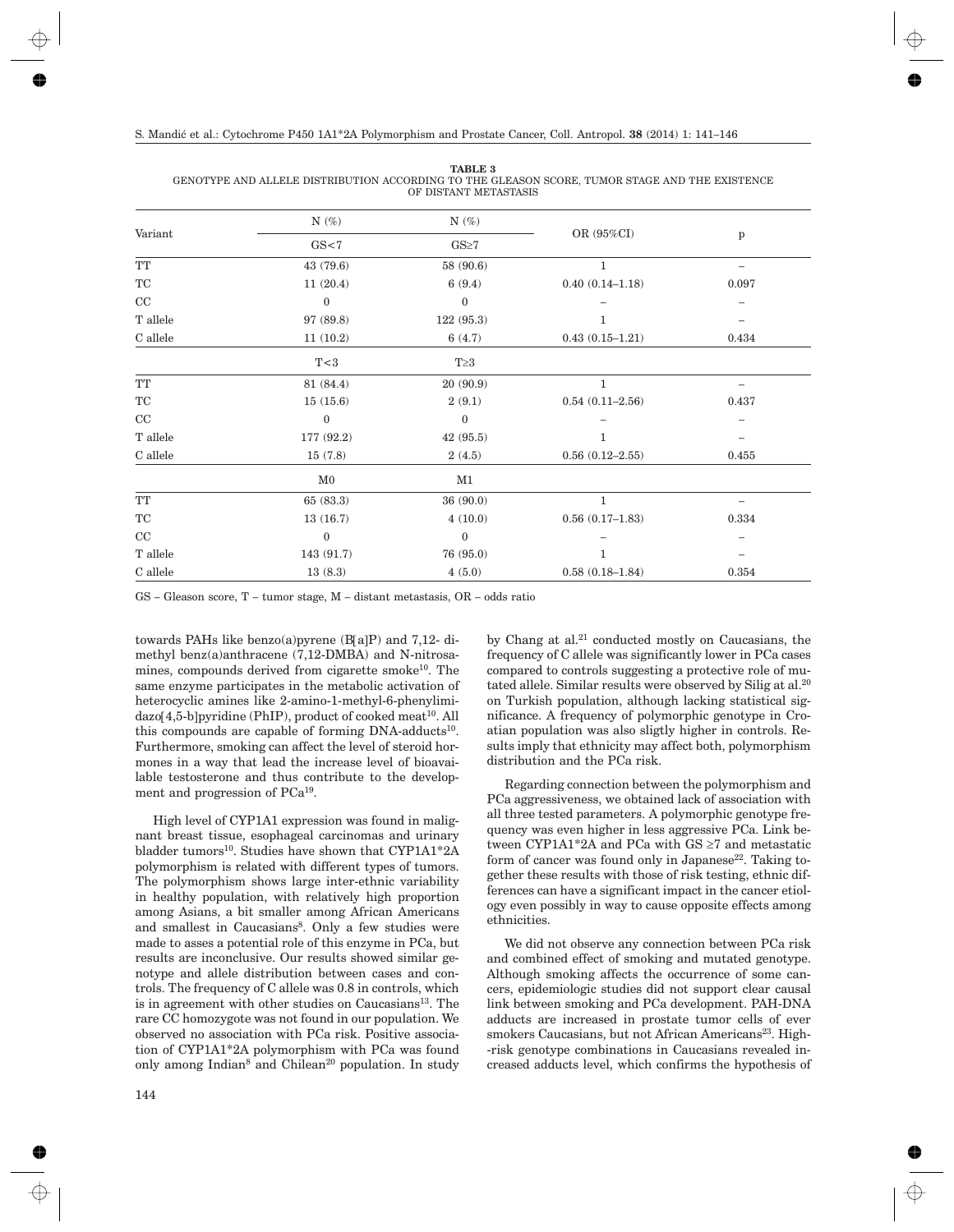**TABLE 3**
GENOTYPE AND ALLELE DISTRIBUTION ACCORDING TO THE GLEASON SCORE, TUMOR STAGE AND THE EXISTENCE OF DISTANT METASTASIS

| Variant | N (%) | N (%) | OR (95%CI) | p |
|---|---|---|---|---|
| | GS<7 | GS≥7 | | |
| TT | 43 (79.6) | 58 (90.6) | 1 | – |
| TC | 11 (20.4) | 6 (9.4) | 0.40 (0.14–1.18) | 0.097 |
| CC | 0 | 0 | – | – |
| T allele | 97 (89.8) | 122 (95.3) | 1 | – |
| C allele | 11 (10.2) | 6 (4.7) | 0.43 (0.15–1.21) | 0.434 |
| | T<3 | T≥3 | | |
| TT | 81 (84.4) | 20 (90.9) | 1 | – |
| TC | 15 (15.6) | 2 (9.1) | 0.54 (0.11–2.56) | 0.437 |
| CC | 0 | 0 | – | – |
| T allele | 177 (92.2) | 42 (95.5) | 1 | – |
| C allele | 15 (7.8) | 2 (4.5) | 0.56 (0.12–2.55) | 0.455 |
| | M0 | M1 | | |
| TT | 65 (83.3) | 36 (90.0) | 1 | – |
| TC | 13 (16.7) | 4 (10.0) | 0.56 (0.17–1.83) | 0.334 |
| CC | 0 | 0 | – | – |
| T allele | 143 (91.7) | 76 (95.0) | 1 | – |
| C allele | 13 (8.3) | 4 (5.0) | 0.58 (0.18–1.84) | 0.354 |

GS – Gleason score, T – tumor stage, M – distant metastasis, OR – odds ratio

towards PAHs like benzo(a)pyrene (B[a]P) and 7,12- dimethyl benz(a)anthracene (7,12-DMBA) and N-nitrosamines, compounds derived from cigarette smoke[10]. The same enzyme participates in the metabolic activation of heterocyclic amines like 2-amino-1-methyl-6-phenylimidazo[4,5-b]pyridine (PhIP), product of cooked meat[10]. All this compounds are capable of forming DNA-adducts[10]. Furthermore, smoking can affect the level of steroid hormones in a way that lead the increase level of bioavailable testosterone and thus contribute to the development and progression of PCa[19].

High level of CYP1A1 expression was found in malignant breast tissue, esophageal carcinomas and urinary bladder tumors[10]. Studies have shown that CYP1A1*2A polymorphism is related with different types of tumors. The polymorphism shows large inter-ethnic variability in healthy population, with relatively high proportion among Asians, a bit smaller among African Americans and smallest in Caucasians[8]. Only a few studies were made to asses a potential role of this enzyme in PCa, but results are inconclusive. Our results showed similar genotype and allele distribution between cases and controls. The frequency of C allele was 0.8 in controls, which is in agreement with other studies on Caucasians[13]. The rare CC homozygote was not found in our population. We observed no association with PCa risk. Positive association of CYP1A1*2A polymorphism with PCa was found only among Indian[8] and Chilean[20] population. In study by Chang at al.[21] conducted mostly on Caucasians, the frequency of C allele was significantly lower in PCa cases compared to controls suggesting a protective role of mutated allele. Similar results were observed by Silig at al.[20] on Turkish population, although lacking statistical significance. A frequency of polymorphic genotype in Croatian population was also sligtly higher in controls. Results imply that ethnicity may affect both, polymorphism distribution and the PCa risk.

Regarding connection between the polymorphism and PCa aggressiveness, we obtained lack of association with all three tested parameters. A polymorphic genotype frequency was even higher in less aggressive PCa. Link between CYP1A1*2A and PCa with GS ≥7 and metastatic form of cancer was found only in Japanese[22]. Taking together these results with those of risk testing, ethnic differences can have a significant impact in the cancer etiology even possibly in way to cause opposite effects among ethnicities.

We did not observe any connection between PCa risk and combined effect of smoking and mutated genotype. Although smoking affects the occurrence of some cancers, epidemiologic studies did not support clear causal link between smoking and PCa development. PAH-DNA adducts are increased in prostate tumor cells of ever smokers Caucasians, but not African Americans[23]. High-risk genotype combinations in Caucasians revealed increased adducts level, which confirms the hypothesis of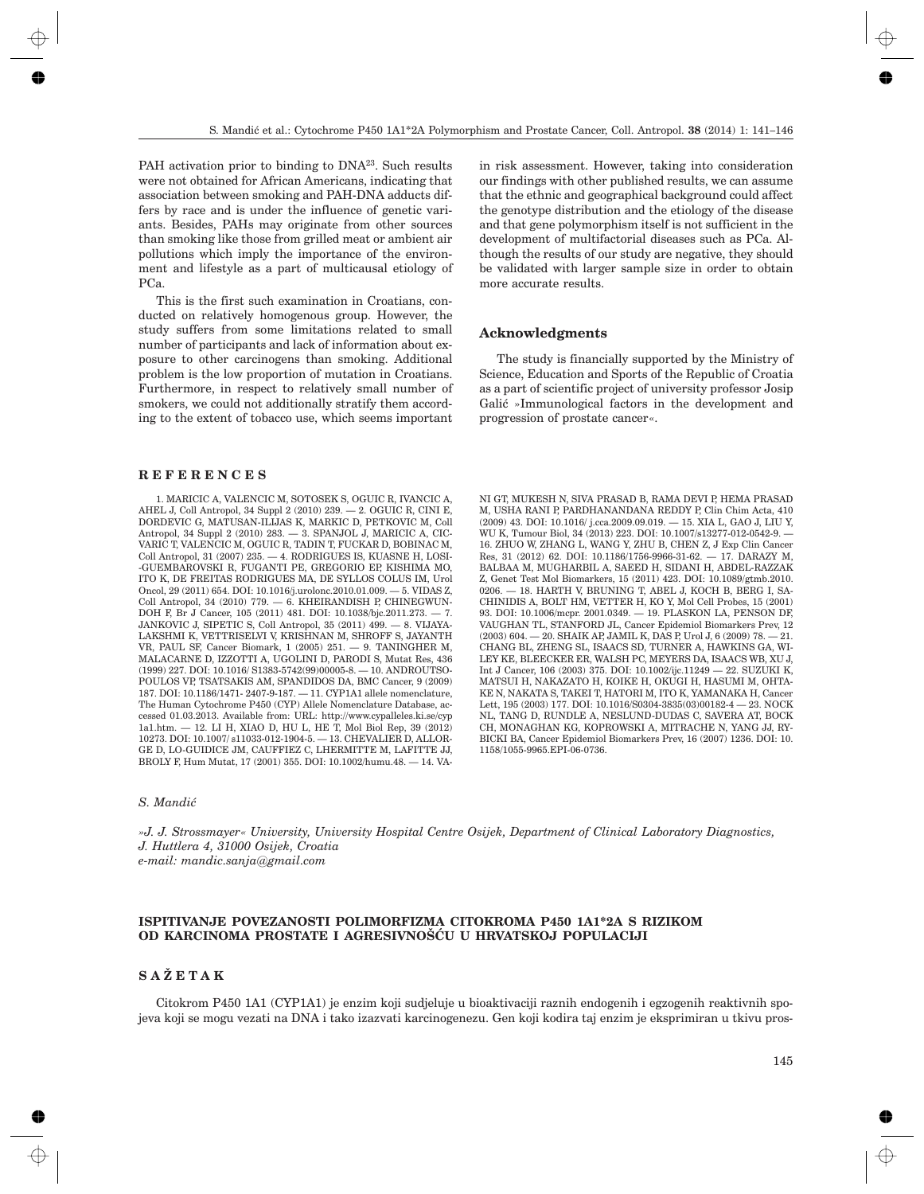PAH activation prior to binding to DNA[23]. Such results were not obtained for African Americans, indicating that association between smoking and PAH-DNA adducts differs by race and is under the influence of genetic variants. Besides, PAHs may originate from other sources than smoking like those from grilled meat or ambient air pollutions which imply the importance of the environment and lifestyle as a part of multicausal etiology of PCa.

This is the first such examination in Croatians, conducted on relatively homogenous group. However, the study suffers from some limitations related to small number of participants and lack of information about exposure to other carcinogens than smoking. Additional problem is the low proportion of mutation in Croatians. Furthermore, in respect to relatively small number of smokers, we could not additionally stratify them according to the extent of tobacco use, which seems important in risk assessment. However, taking into consideration our findings with other published results, we can assume that the ethnic and geographical background could affect the genotype distribution and the etiology of the disease and that gene polymorphism itself is not sufficient in the development of multifactorial diseases such as PCa. Although the results of our study are negative, they should be validated with larger sample size in order to obtain more accurate results.

## Acknowledgments

The study is financially supported by the Ministry of Science, Education and Sports of the Republic of Croatia as a part of scientific project of university professor Josip Galić »Immunological factors in the development and progression of prostate cancer«.

## REFERENCES

1. MARICIC A, VALENCIC M, SOTOSEK S, OGUIC R, IVANCIC A, AHEL J, Coll Antropol, 34 Suppl 2 (2010) 239. — 2. OGUIC R, CINI E, DORDEVIC G, MATUSAN-ILIJAS K, MARKIC D, PETKOVIC M, Coll Antropol, 34 Suppl 2 (2010) 283. — 3. SPANJOL J, MARICIC A, CICVARIC T, VALENCIC M, OGUIC R, TADIN T, FUCKAR D, BOBINAC M, Coll Antropol, 31 (2007) 235. — 4. RODRIGUES IS, KUASNE H, LOSI-GUEMBAROVSKI R, FUGANTI PE, GREGORIO EP, KISHIMA MO, ITO K, DE FREITAS RODRIGUES MA, DE SYLLOS COLUS IM, Urol Oncol, 29 (2011) 654. DOI: 10.1016/j.urolonc.2010.01.009. — 5. VIDAS Z, Coll Antropol, 34 (2010) 779. — 6. KHEIRANDISH P, CHINEGWUNDOH F, Br J Cancer, 105 (2011) 481. DOI: 10.1038/bjc.2011.273. — 7. JANKOVIC J, SIPETIC S, Coll Antropol, 35 (2011) 499. — 8. VIJAYALAKSHMI K, VETTRISELVI V, KRISHNAN M, SHROFF S, JAYANTH VR, PAUL SF, Cancer Biomark, 1 (2005) 251. — 9. TANINGHER M, MALACARNE D, IZZOTTI A, UGOLINI D, PARODI S, Mutat Res, 436 (1999) 227. DOI: 10.1016/ S1383-5742(99)00005-8. — 10. ANDROUTSOPOULOS VP, TSATSAKIS AM, SPANDIDOS DA, BMC Cancer, 9 (2009) 187. DOI: 10.1186/1471- 2407-9-187. — 11. CYP1A1 allele nomenclature, The Human Cytochrome P450 (CYP) Allele Nomenclature Database, accessed 01.03.2013. Available from: URL: http://www.cypalleles.ki.se/cyp1a1.htm. — 12. LI H, XIAO D, HU L, HE T, Mol Biol Rep, 39 (2012) 10273. DOI: 10.1007/ s11033-012-1904-5. — 13. CHEVALIER D, ALLORGE D, LO-GUIDICE JM, CAUFFIEZ C, LHERMITTE M, LAFITTE JJ, BROLY F, Hum Mutat, 17 (2001) 355. DOI: 10.1002/humu.48. — 14. VANI GT, MUKESH N, SIVA PRASAD B, RAMA DEVI P, HEMA PRASAD M, USHA RANI P, PARDHANANDANA REDDY P, Clin Chim Acta, 410 (2009) 43. DOI: 10.1016/ j.cca.2009.09.019. — 15. XIA L, GAO J, LIU Y, WU K, Tumour Biol, 34 (2013) 223. DOI: 10.1007/s13277-012-0542-9. — 16. ZHUO W, ZHANG L, WANG Y, ZHU B, CHEN Z, J Exp Clin Cancer Res, 31 (2012) 62. DOI: 10.1186/1756-9966-31-62. — 17. DARAZY M, BALBAA M, MUGHARBIL A, SAEED H, SIDANI H, ABDEL-RAZZAK Z, Genet Test Mol Biomarkers, 15 (2011) 423. DOI: 10.1089/gtmb.2010.0206. — 18. HARTH V, BRUNING T, ABEL J, KOCH B, BERG I, SACHINIDIS A, BOLT HM, VETTER H, KO Y, Mol Cell Probes, 15 (2001) 93. DOI: 10.1006/mcpr. 2001.0349. — 19. PLASKON LA, PENSON DF, VAUGHAN TL, STANFORD JL, Cancer Epidemiol Biomarkers Prev, 12 (2003) 604. — 20. SHAIK AP, JAMIL K, DAS P, Urol J, 6 (2009) 78. — 21. CHANG BL, ZHENG SL, ISAACS SD, TURNER A, HAWKINS GA, WILEY KE, BLEECKER ER, WALSH PC, MEYERS DA, ISAACS WB, XU J, Int J Cancer, 106 (2003) 375. DOI: 10.1002/ijc.11249 — 22. SUZUKI K, MATSUI H, NAKAZATO H, KOIKE H, OKUGI H, HASUMI M, OHTAKE N, NAKATA S, TAKEI T, HATORI M, ITO K, YAMANAKA H, Cancer Lett, 195 (2003) 177. DOI: 10.1016/S0304-3835(03)00182-4 — 23. NOCK NL, TANG D, RUNDLE A, NESLUND-DUDAS C, SAVERA AT, BOCK CH, MONAGHAN KG, KOPROWSKI A, MITRACHE N, YANG JJ, RYBICKI BA, Cancer Epidemiol Biomarkers Prev, 16 (2007) 1236. DOI: 10.1158/1055-9965.EPI-06-0736.

*S. Mandić*

*»J. J. Strossmayer« University, University Hospital Centre Osijek, Department of Clinical Laboratory Diagnostics, J. Huttlera 4, 31000 Osijek, Croatia*
*e-mail: mandic.sanja@gmail.com*

## ISPITIVANJE POVEZANOSTI POLIMORFIZMA CITOKROMA P450 1A1*2A S RIZIKOM OD KARCINOMA PROSTATE I AGRESIVNOŠĆU U HRVATSKOJ POPULACIJI

## SAŽETAK

Citokrom P450 1A1 (CYP1A1) je enzim koji sudjeluje u bioaktivaciji raznih endogenih i egzogenih reaktivnih spojeva koji se mogu vezati na DNA i tako izazvati karcinogenezu. Gen koji kodira taj enzim je eksprimiran u tkivu pros-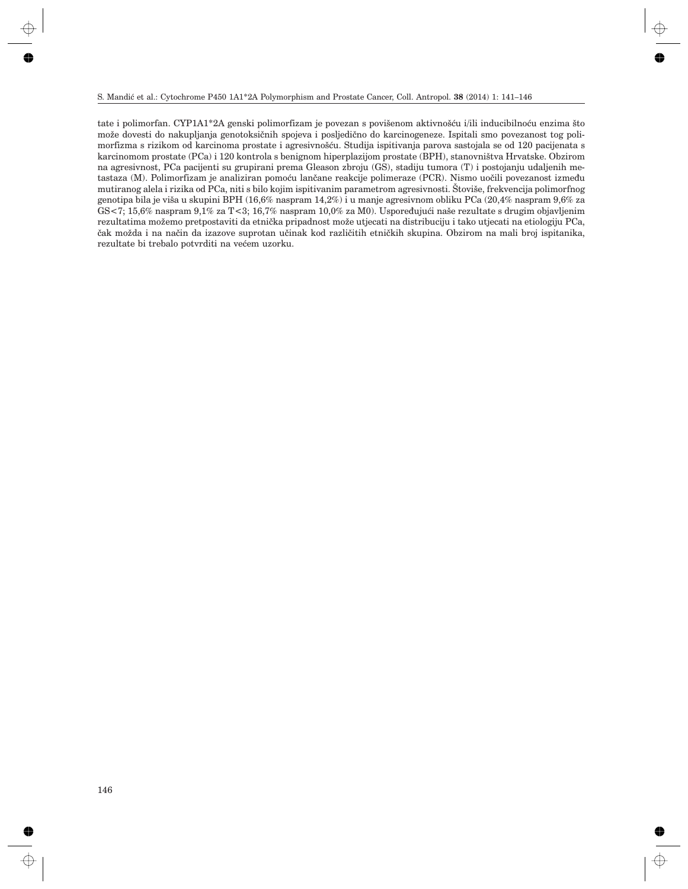tate i polimorfan. CYP1A1*2A genski polimorfizam je povezan s povišenom aktivnošću i/ili inducibilnoću enzima što može dovesti do nakupljanja genotoksičnih spojeva i posljedično do karcinogeneze. Ispitali smo povezanost tog polimorfizma s rizikom od karcinoma prostate i agresivnošću. Studija ispitivanja parova sastojala se od 120 pacijenata s karcinomom prostate (PCa) i 120 kontrola s benignom hiperplazijom prostate (BPH), stanovništva Hrvatske. Obzirom na agresivnost, PCa pacijenti su grupirani prema Gleason zbroju (GS), stadiju tumora (T) i postojanju udaljenih metastaza (M). Polimorfizam je analiziran pomoću lančane reakcije polimeraze (PCR). Nismo uočili povezanost između mutiranog alela i rizika od PCa, niti s bilo kojim ispitivanim parametrom agresivnosti. Štoviše, frekvencija polimorfnog genotipa bila je viša u skupini BPH (16,6% naspram 14,2%) i u manje agresivnom obliku PCa (20,4% naspram 9,6% za GS<7; 15,6% naspram 9,1% za T<3; 16,7% naspram 10,0% za M0). Uspoređujući naše rezultate s drugim objavljenim rezultatima možemo pretpostaviti da etnička pripadnost može utjecati na distribuciju i tako utjecati na etiologiju PCa, čak možda i na način da izazove suprotan učinak kod različitih etničkih skupina. Obzirom na mali broj ispitanika, rezultate bi trebalo potvrditi na većem uzorku.